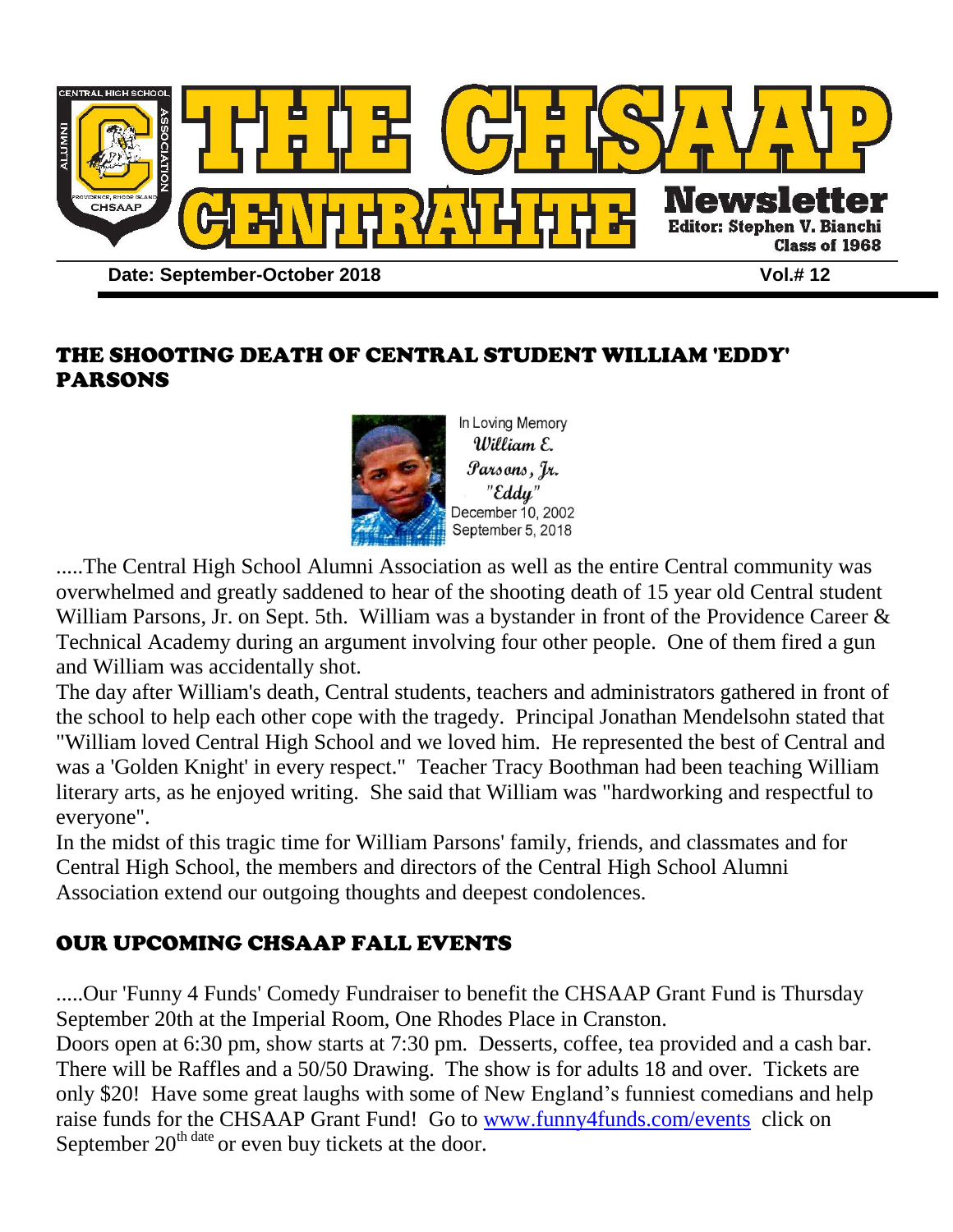# THE CHSAAP CENTRALITE Newsletter

Editor: Stephen V. Bianchi
Class of 1968

**Date: September-October 2018** **Vol.# 12**

## THE SHOOTING DEATH OF CENTRAL STUDENT WILLIAM 'EDDY' PARSONS

In Loving Memory
*William E. Parsons, Jr.*
*"Eddy"*
December 10, 2002
September 5, 2018

.....The Central High School Alumni Association as well as the entire Central community was overwhelmed and greatly saddened to hear of the shooting death of 15 year old Central student William Parsons, Jr. on Sept. 5th. William was a bystander in front of the Providence Career & Technical Academy during an argument involving four other people. One of them fired a gun and William was accidentally shot.

The day after William's death, Central students, teachers and administrators gathered in front of the school to help each other cope with the tragedy. Principal Jonathan Mendelsohn stated that "William loved Central High School and we loved him. He represented the best of Central and was a 'Golden Knight' in every respect." Teacher Tracy Boothman had been teaching William literary arts, as he enjoyed writing. She said that William was "hardworking and respectful to everyone".

In the midst of this tragic time for William Parsons' family, friends, and classmates and for Central High School, the members and directors of the Central High School Alumni Association extend our outgoing thoughts and deepest condolences.

## OUR UPCOMING CHSAAP FALL EVENTS

.....Our 'Funny 4 Funds' Comedy Fundraiser to benefit the CHSAAP Grant Fund is Thursday September 20th at the Imperial Room, One Rhodes Place in Cranston.

Doors open at 6:30 pm, show starts at 7:30 pm. Desserts, coffee, tea provided and a cash bar. There will be Raffles and a 50/50 Drawing. The show is for adults 18 and over. Tickets are only $20! Have some great laughs with some of New England's funniest comedians and help raise funds for the CHSAAP Grant Fund! Go to www.funny4funds.com/events click on September 20th date or even buy tickets at the door.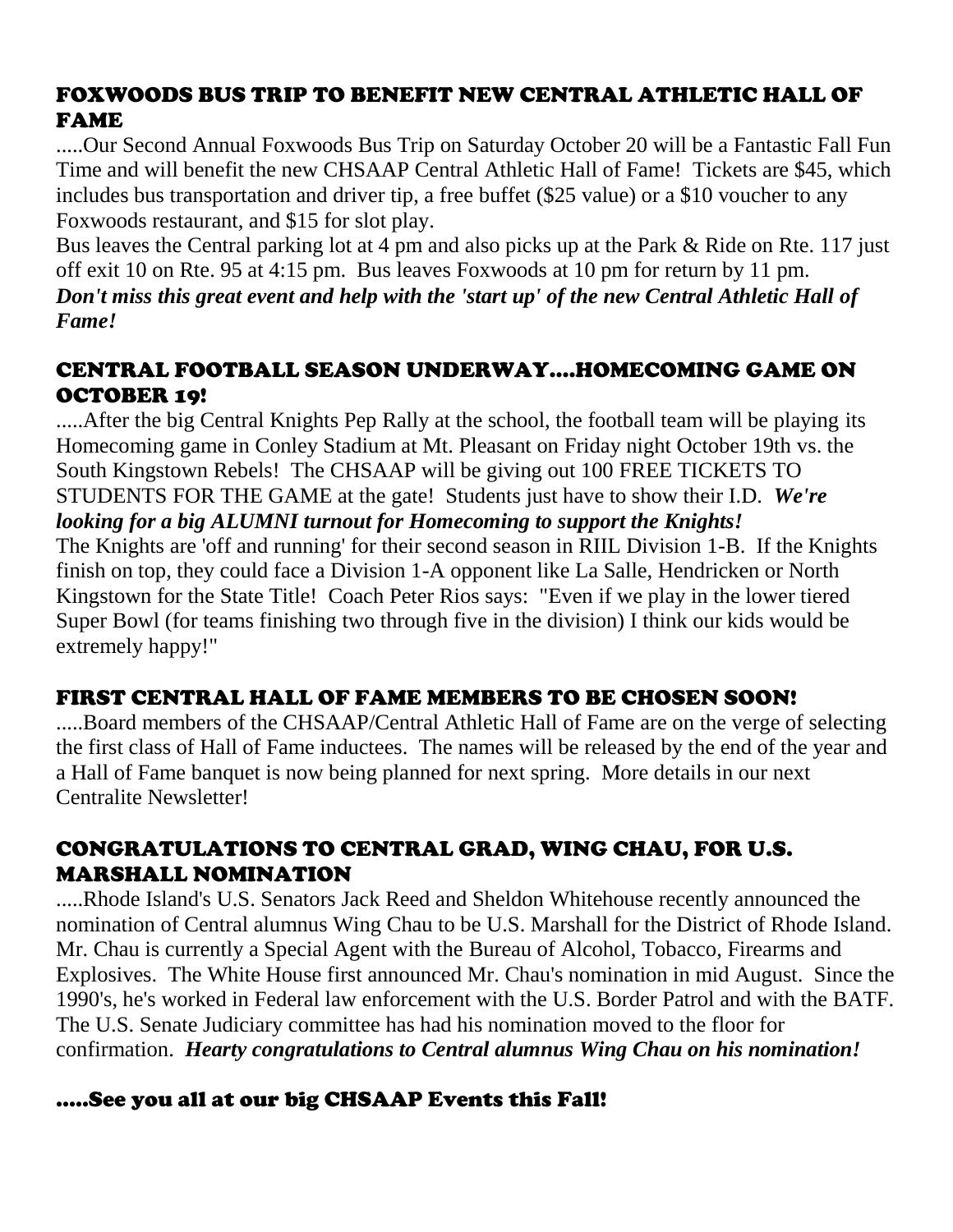## FOXWOODS BUS TRIP TO BENEFIT NEW CENTRAL ATHLETIC HALL OF FAME

.....Our Second Annual Foxwoods Bus Trip on Saturday October 20 will be a Fantastic Fall Fun Time and will benefit the new CHSAAP Central Athletic Hall of Fame! Tickets are $45, which includes bus transportation and driver tip, a free buffet ($25 value) or a $10 voucher to any Foxwoods restaurant, and $15 for slot play.

Bus leaves the Central parking lot at 4 pm and also picks up at the Park & Ride on Rte. 117 just off exit 10 on Rte. 95 at 4:15 pm. Bus leaves Foxwoods at 10 pm for return by 11 pm.

***Don't miss this great event and help with the 'start up' of the new Central Athletic Hall of Fame!***

## CENTRAL FOOTBALL SEASON UNDERWAY....HOMECOMING GAME ON OCTOBER 19!

.....After the big Central Knights Pep Rally at the school, the football team will be playing its Homecoming game in Conley Stadium at Mt. Pleasant on Friday night October 19th vs. the South Kingstown Rebels! The CHSAAP will be giving out 100 FREE TICKETS TO STUDENTS FOR THE GAME at the gate! Students just have to show their I.D. ***We're looking for a big ALUMNI turnout for Homecoming to support the Knights!***

The Knights are 'off and running' for their second season in RIIL Division 1-B. If the Knights finish on top, they could face a Division 1-A opponent like La Salle, Hendricken or North Kingstown for the State Title! Coach Peter Rios says: "Even if we play in the lower tiered Super Bowl (for teams finishing two through five in the division) I think our kids would be extremely happy!"

## FIRST CENTRAL HALL OF FAME MEMBERS TO BE CHOSEN SOON!

.....Board members of the CHSAAP/Central Athletic Hall of Fame are on the verge of selecting the first class of Hall of Fame inductees. The names will be released by the end of the year and a Hall of Fame banquet is now being planned for next spring. More details in our next Centralite Newsletter!

## CONGRATULATIONS TO CENTRAL GRAD, WING CHAU, FOR U.S. MARSHALL NOMINATION

.....Rhode Island's U.S. Senators Jack Reed and Sheldon Whitehouse recently announced the nomination of Central alumnus Wing Chau to be U.S. Marshall for the District of Rhode Island. Mr. Chau is currently a Special Agent with the Bureau of Alcohol, Tobacco, Firearms and Explosives. The White House first announced Mr. Chau's nomination in mid August. Since the 1990's, he's worked in Federal law enforcement with the U.S. Border Patrol and with the BATF. The U.S. Senate Judiciary committee has had his nomination moved to the floor for confirmation. ***Hearty congratulations to Central alumnus Wing Chau on his nomination!***

## .....See you all at our big CHSAAP Events this Fall!